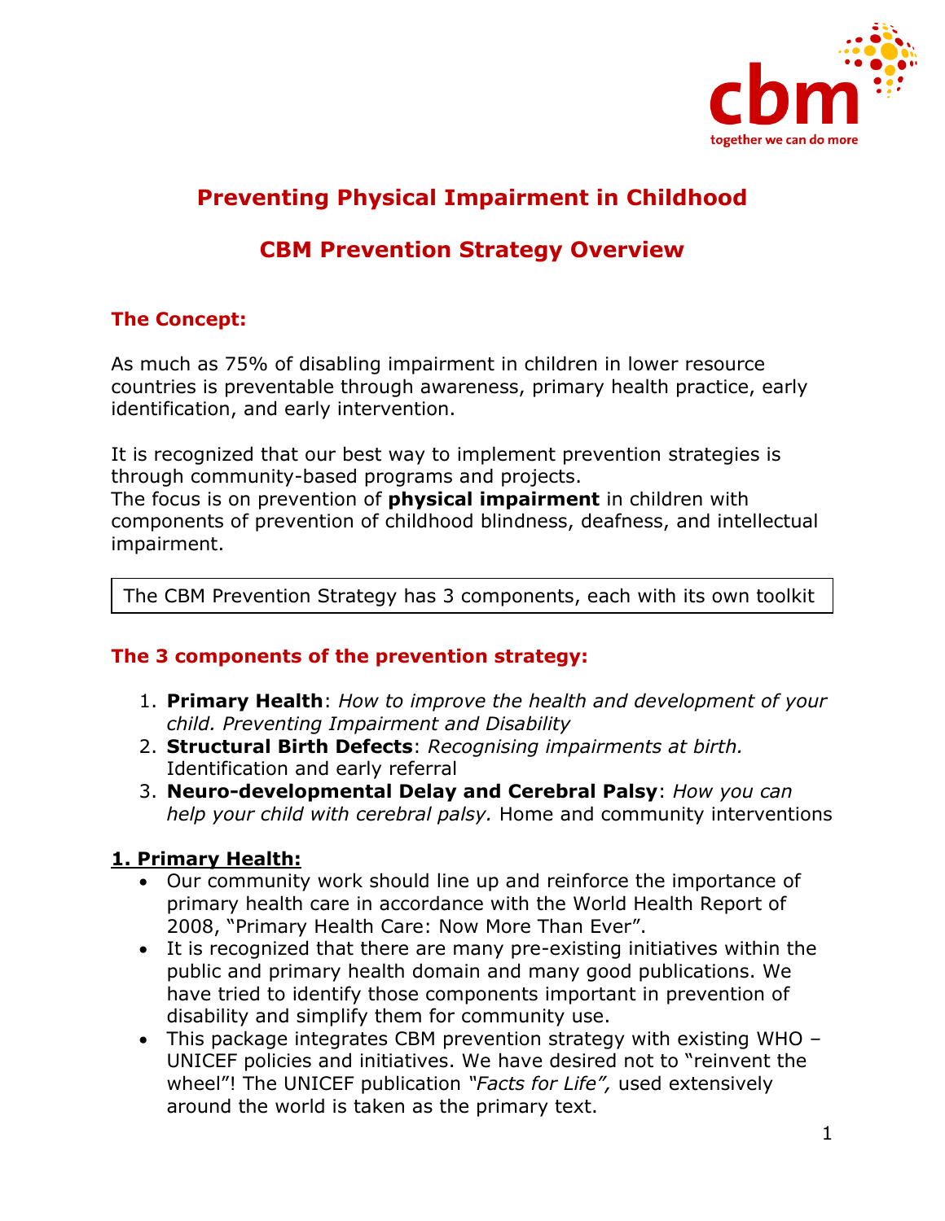# Preventing Physical Impairment in Childhood

## CBM Prevention Strategy Overview

### The Concept:

As much as 75% of disabling impairment in children in lower resource countries is preventable through awareness, primary health practice, early identification, and early intervention.

It is recognized that our best way to implement prevention strategies is through community-based programs and projects.
The focus is on prevention of **physical impairment** in children with components of prevention of childhood blindness, deafness, and intellectual impairment.

The CBM Prevention Strategy has 3 components, each with its own toolkit

### The 3 components of the prevention strategy:

1. **Primary Health**: *How to improve the health and development of your child. Preventing Impairment and Disability*
2. **Structural Birth Defects**: *Recognising impairments at birth.* Identification and early referral
3. **Neuro-developmental Delay and Cerebral Palsy**: *How you can help your child with cerebral palsy.* Home and community interventions

### 1. Primary Health:

- Our community work should line up and reinforce the importance of primary health care in accordance with the World Health Report of 2008, "Primary Health Care: Now More Than Ever".
- It is recognized that there are many pre-existing initiatives within the public and primary health domain and many good publications. We have tried to identify those components important in prevention of disability and simplify them for community use.
- This package integrates CBM prevention strategy with existing WHO – UNICEF policies and initiatives. We have desired not to "reinvent the wheel"! The UNICEF publication *"Facts for Life",* used extensively around the world is taken as the primary text.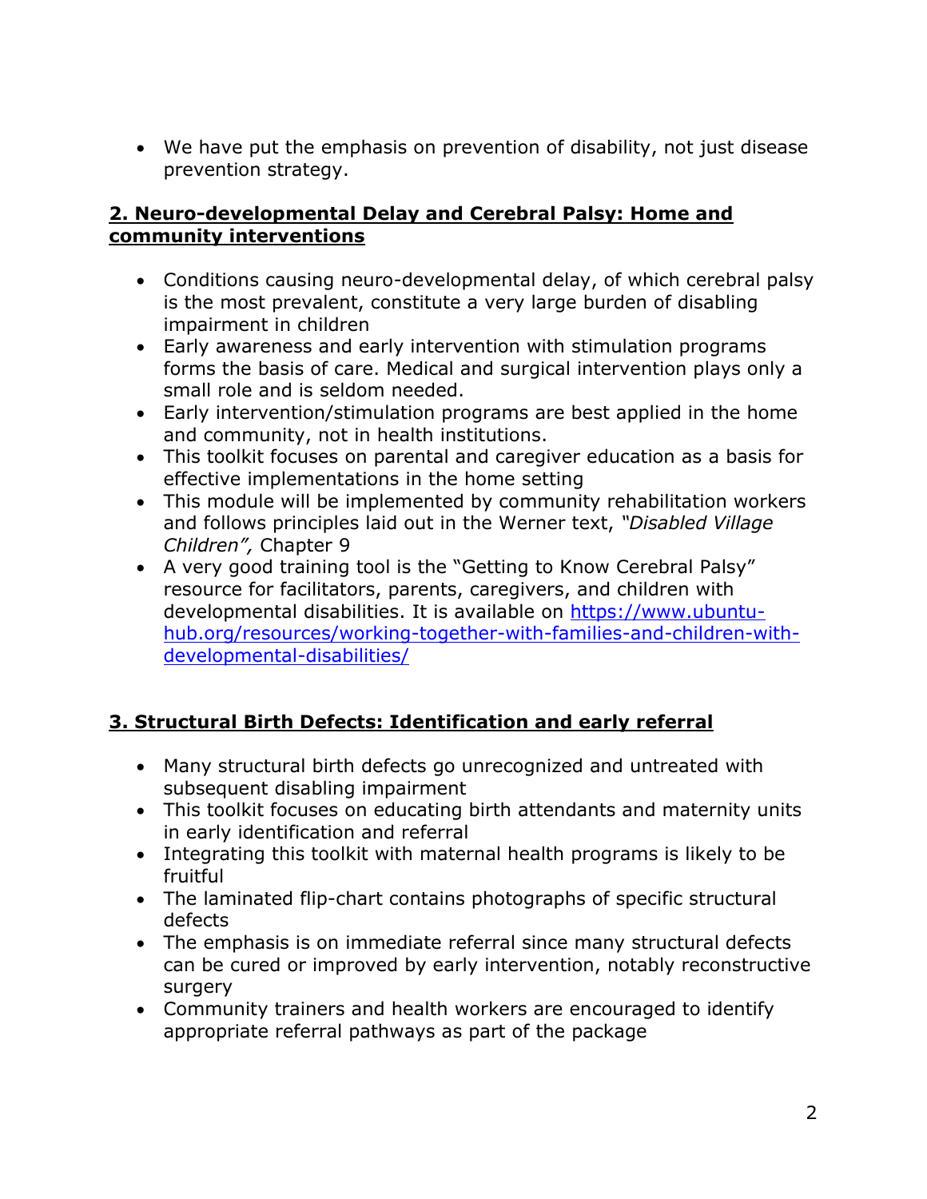- We have put the emphasis on prevention of disability, not just disease prevention strategy.

## 2. Neuro-developmental Delay and Cerebral Palsy: Home and community interventions

- Conditions causing neuro-developmental delay, of which cerebral palsy is the most prevalent, constitute a very large burden of disabling impairment in children
- Early awareness and early intervention with stimulation programs forms the basis of care. Medical and surgical intervention plays only a small role and is seldom needed.
- Early intervention/stimulation programs are best applied in the home and community, not in health institutions.
- This toolkit focuses on parental and caregiver education as a basis for effective implementations in the home setting
- This module will be implemented by community rehabilitation workers and follows principles laid out in the Werner text, *"Disabled Village Children",* Chapter 9
- A very good training tool is the "Getting to Know Cerebral Palsy" resource for facilitators, parents, caregivers, and children with developmental disabilities. It is available on [https://www.ubuntu-hub.org/resources/working-together-with-families-and-children-with-developmental-disabilities/](https://www.ubuntu-hub.org/resources/working-together-with-families-and-children-with-developmental-disabilities/)

## 3. Structural Birth Defects: Identification and early referral

- Many structural birth defects go unrecognized and untreated with subsequent disabling impairment
- This toolkit focuses on educating birth attendants and maternity units in early identification and referral
- Integrating this toolkit with maternal health programs is likely to be fruitful
- The laminated flip-chart contains photographs of specific structural defects
- The emphasis is on immediate referral since many structural defects can be cured or improved by early intervention, notably reconstructive surgery
- Community trainers and health workers are encouraged to identify appropriate referral pathways as part of the package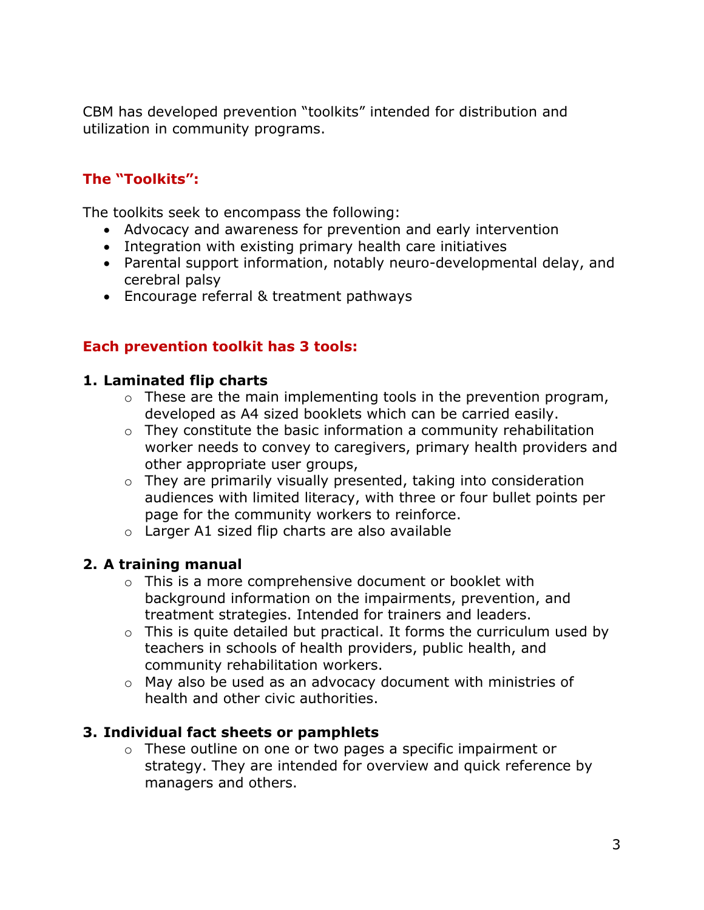CBM has developed prevention "toolkits" intended for distribution and utilization in community programs.

## The "Toolkits":

The toolkits seek to encompass the following:

- Advocacy and awareness for prevention and early intervention
- Integration with existing primary health care initiatives
- Parental support information, notably neuro-developmental delay, and cerebral palsy
- Encourage referral & treatment pathways

## Each prevention toolkit has 3 tools:

**1. Laminated flip charts**

- These are the main implementing tools in the prevention program, developed as A4 sized booklets which can be carried easily.
- They constitute the basic information a community rehabilitation worker needs to convey to caregivers, primary health providers and other appropriate user groups,
- They are primarily visually presented, taking into consideration audiences with limited literacy, with three or four bullet points per page for the community workers to reinforce.
- Larger A1 sized flip charts are also available

**2. A training manual**

- This is a more comprehensive document or booklet with background information on the impairments, prevention, and treatment strategies. Intended for trainers and leaders.
- This is quite detailed but practical. It forms the curriculum used by teachers in schools of health providers, public health, and community rehabilitation workers.
- May also be used as an advocacy document with ministries of health and other civic authorities.

**3. Individual fact sheets or pamphlets**

- These outline on one or two pages a specific impairment or strategy. They are intended for overview and quick reference by managers and others.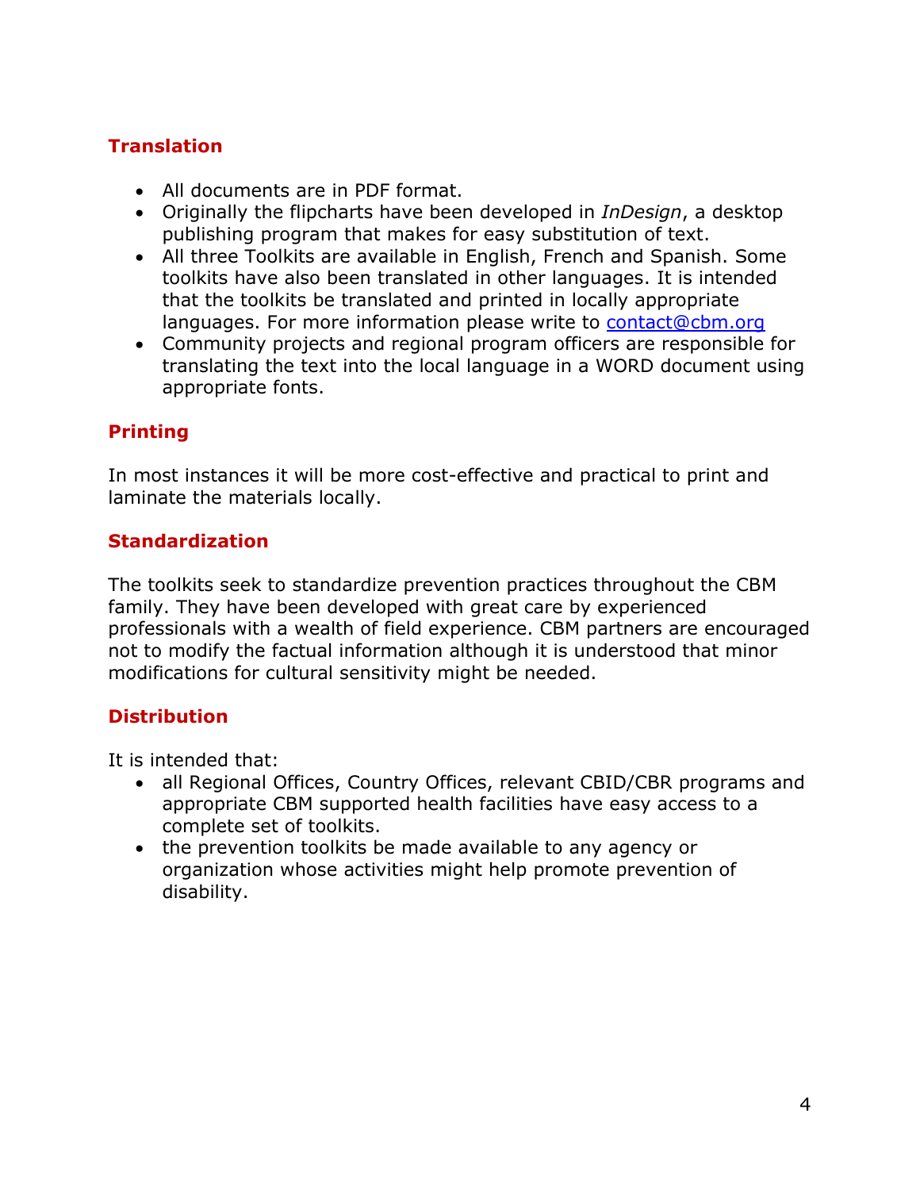## Translation

- All documents are in PDF format.
- Originally the flipcharts have been developed in *InDesign*, a desktop publishing program that makes for easy substitution of text.
- All three Toolkits are available in English, French and Spanish. Some toolkits have also been translated in other languages. It is intended that the toolkits be translated and printed in locally appropriate languages. For more information please write to contact@cbm.org
- Community projects and regional program officers are responsible for translating the text into the local language in a WORD document using appropriate fonts.

## Printing

In most instances it will be more cost-effective and practical to print and laminate the materials locally.

## Standardization

The toolkits seek to standardize prevention practices throughout the CBM family. They have been developed with great care by experienced professionals with a wealth of field experience. CBM partners are encouraged not to modify the factual information although it is understood that minor modifications for cultural sensitivity might be needed.

## Distribution

It is intended that:

- all Regional Offices, Country Offices, relevant CBID/CBR programs and appropriate CBM supported health facilities have easy access to a complete set of toolkits.
- the prevention toolkits be made available to any agency or organization whose activities might help promote prevention of disability.